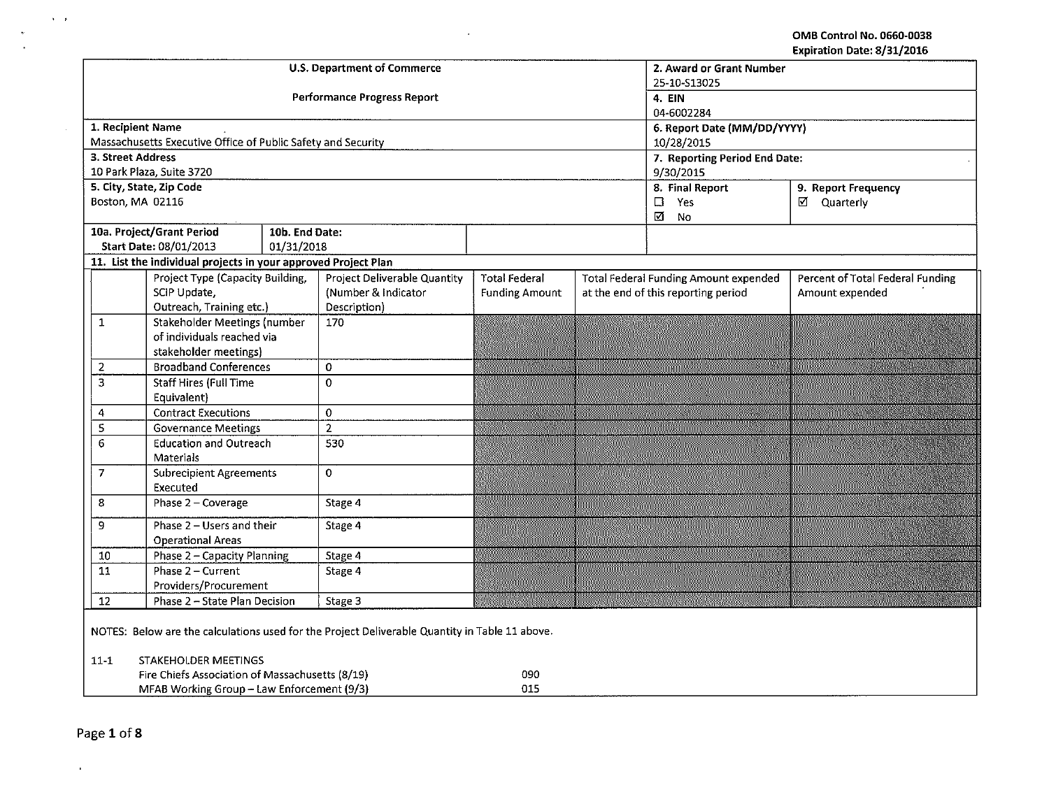OMB Control No. 0660-0038
Expiration Date: 8/31/2016

| U.S. Department of Commerce<br><br>Performance Progress Report | | 2. Award or Grant Number<br>25-10-S13025 | |
|---|---|---|---|
| | | 4. EIN<br>04-6002284 | |
| 1. Recipient Name<br>Massachusetts Executive Office of Public Safety and Security | | 6. Report Date (MM/DD/YYYY)<br>10/28/2015 | |
| 3. Street Address<br>10 Park Plaza, Suite 3720 | | 7. Reporting Period End Date:<br>9/30/2015 | |
| 5. City, State, Zip Code<br>Boston, MA 02116 | | 8. Final Report<br>☐ Yes<br>☑ No | 9. Report Frequency<br>☑ Quarterly |
| 10a. Project/Grant Period<br>Start Date: 08/01/2013 | 10b. End Date:<br>01/31/2018 | | |

**11. List the individual projects in your approved Project Plan**

| | Project Type (Capacity Building, SCIP Update, Outreach, Training etc.) | Project Deliverable Quantity (Number & Indicator Description) | Total Federal Funding Amount | Total Federal Funding Amount expended at the end of this reporting period | Percent of Total Federal Funding Amount expended |
|---|---|---|---|---|---|
| 1 | Stakeholder Meetings (number of individuals reached via stakeholder meetings) | 170 | | | |
| 2 | Broadband Conferences | 0 | | | |
| 3 | Staff Hires (Full Time Equivalent) | 0 | | | |
| 4 | Contract Executions | 0 | | | |
| 5 | Governance Meetings | 2 | | | |
| 6 | Education and Outreach Materials | 530 | | | |
| 7 | Subrecipient Agreements Executed | 0 | | | |
| 8 | Phase 2 – Coverage | Stage 4 | | | |
| 9 | Phase 2 – Users and their Operational Areas | Stage 4 | | | |
| 10 | Phase 2 – Capacity Planning | Stage 4 | | | |
| 11 | Phase 2 – Current Providers/Procurement | Stage 4 | | | |
| 12 | Phase 2 – State Plan Decision | Stage 3 | | | |

NOTES: Below are the calculations used for the Project Deliverable Quantity in Table 11 above.

11-1 STAKEHOLDER MEETINGS

| | |
|---|---|
| Fire Chiefs Association of Massachusetts (8/19) | 090 |
| MFAB Working Group – Law Enforcement (9/3) | 015 |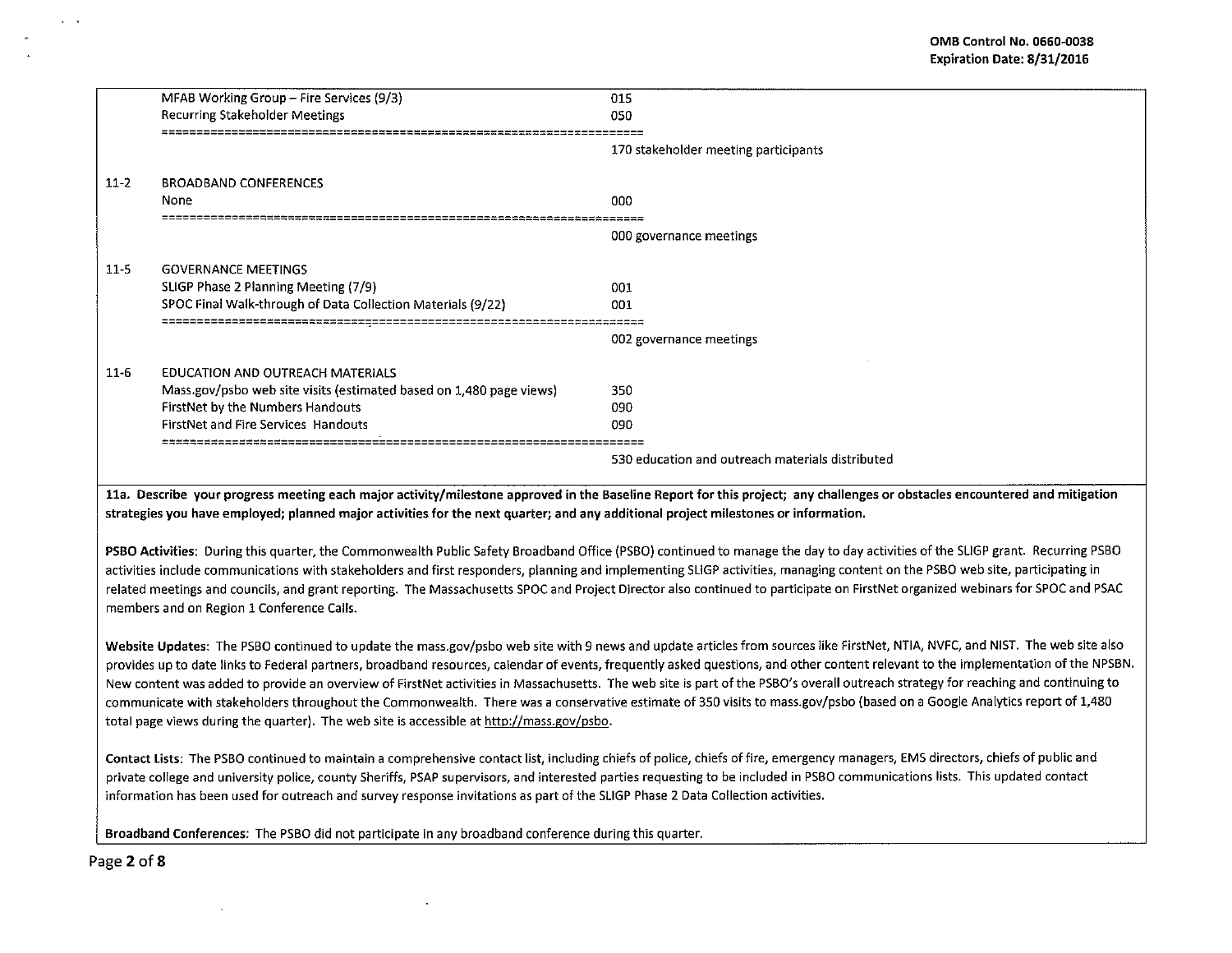| | | |
|---|---|---|
| | MFAB Working Group – Fire Services (9/3) | 015 |
| | Recurring Stakeholder Meetings | 050 |
| | ======================================== | |
| | | 170 stakeholder meeting participants |
| 11-2 | BROADBAND CONFERENCES | |
| | None | 000 |
| | ======================================== | |
| | | 000 governance meetings |
| 11-5 | GOVERNANCE MEETINGS | |
| | SLIGP Phase 2 Planning Meeting (7/9) | 001 |
| | SPOC Final Walk-through of Data Collection Materials (9/22) | 001 |
| | ======================================== | |
| | | 002 governance meetings |
| 11-6 | EDUCATION AND OUTREACH MATERIALS | |
| | Mass.gov/psbo web site visits (estimated based on 1,480 page views) | 350 |
| | FirstNet by the Numbers Handouts | 090 |
| | FirstNet and Fire Services Handouts | 090 |
| | ======================================== | |
| | | 530 education and outreach materials distributed |

**11a. Describe your progress meeting each major activity/milestone approved in the Baseline Report for this project; any challenges or obstacles encountered and mitigation strategies you have employed; planned major activities for the next quarter; and any additional project milestones or information.**

**PSBO Activities**: During this quarter, the Commonwealth Public Safety Broadband Office (PSBO) continued to manage the day to day activities of the SLIGP grant. Recurring PSBO activities include communications with stakeholders and first responders, planning and implementing SLIGP activities, managing content on the PSBO web site, participating in related meetings and councils, and grant reporting. The Massachusetts SPOC and Project Director also continued to participate on FirstNet organized webinars for SPOC and PSAC members and on Region 1 Conference Calls.

**Website Updates**: The PSBO continued to update the mass.gov/psbo web site with 9 news and update articles from sources like FirstNet, NTIA, NVFC, and NIST. The web site also provides up to date links to Federal partners, broadband resources, calendar of events, frequently asked questions, and other content relevant to the implementation of the NPSBN. New content was added to provide an overview of FirstNet activities in Massachusetts. The web site is part of the PSBO's overall outreach strategy for reaching and continuing to communicate with stakeholders throughout the Commonwealth. There was a conservative estimate of 350 visits to mass.gov/psbo (based on a Google Analytics report of 1,480 total page views during the quarter). The web site is accessible at http://mass.gov/psbo.

**Contact Lists**: The PSBO continued to maintain a comprehensive contact list, including chiefs of police, chiefs of fire, emergency managers, EMS directors, chiefs of public and private college and university police, county Sheriffs, PSAP supervisors, and interested parties requesting to be included in PSBO communications lists. This updated contact information has been used for outreach and survey response invitations as part of the SLIGP Phase 2 Data Collection activities.

**Broadband Conferences**: The PSBO did not participate in any broadband conference during this quarter.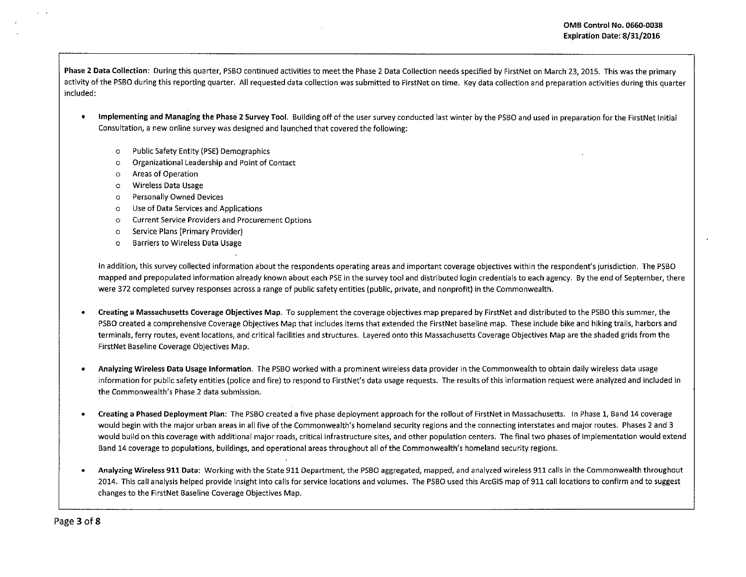**Phase 2 Data Collection**: During this quarter, PSBO continued activities to meet the Phase 2 Data Collection needs specified by FirstNet on March 23, 2015. This was the primary activity of the PSBO during this reporting quarter. All requested data collection was submitted to FirstNet on time. Key data collection and preparation activities during this quarter included:

- **Implementing and Managing the Phase 2 Survey Tool**. Building off of the user survey conducted last winter by the PSBO and used in preparation for the FirstNet Initial Consultation, a new online survey was designed and launched that covered the following:
  - Public Safety Entity (PSE) Demographics
  - Organizational Leadership and Point of Contact
  - Areas of Operation
  - Wireless Data Usage
  - Personally Owned Devices
  - Use of Data Services and Applications
  - Current Service Providers and Procurement Options
  - Service Plans (Primary Provider)
  - Barriers to Wireless Data Usage

  In addition, this survey collected information about the respondents operating areas and important coverage objectives within the respondent's jurisdiction. The PSBO mapped and prepopulated information already known about each PSE in the survey tool and distributed login credentials to each agency. By the end of September, there were 372 completed survey responses across a range of public safety entities (public, private, and nonprofit) in the Commonwealth.

- **Creating a Massachusetts Coverage Objectives Map**. To supplement the coverage objectives map prepared by FirstNet and distributed to the PSBO this summer, the PSBO created a comprehensive Coverage Objectives Map that includes items that extended the FirstNet baseline map. These include bike and hiking trails, harbors and terminals, ferry routes, event locations, and critical facilities and structures. Layered onto this Massachusetts Coverage Objectives Map are the shaded grids from the FirstNet Baseline Coverage Objectives Map.

- **Analyzing Wireless Data Usage Information**. The PSBO worked with a prominent wireless data provider in the Commonwealth to obtain daily wireless data usage information for public safety entities (police and fire) to respond to FirstNet's data usage requests. The results of this information request were analyzed and included in the Commonwealth's Phase 2 data submission.

- **Creating a Phased Deployment Plan**: The PSBO created a five phase deployment approach for the rollout of FirstNet in Massachusetts. In Phase 1, Band 14 coverage would begin with the major urban areas in all five of the Commonwealth's homeland security regions and the connecting interstates and major routes. Phases 2 and 3 would build on this coverage with additional major roads, critical infrastructure sites, and other population centers. The final two phases of implementation would extend Band 14 coverage to populations, buildings, and operational areas throughout all of the Commonwealth's homeland security regions.

- **Analyzing Wireless 911 Data**: Working with the State 911 Department, the PSBO aggregated, mapped, and analyzed wireless 911 calls in the Commonwealth throughout 2014. This call analysis helped provide insight into calls for service locations and volumes. The PSBO used this ArcGIS map of 911 call locations to confirm and to suggest changes to the FirstNet Baseline Coverage Objectives Map.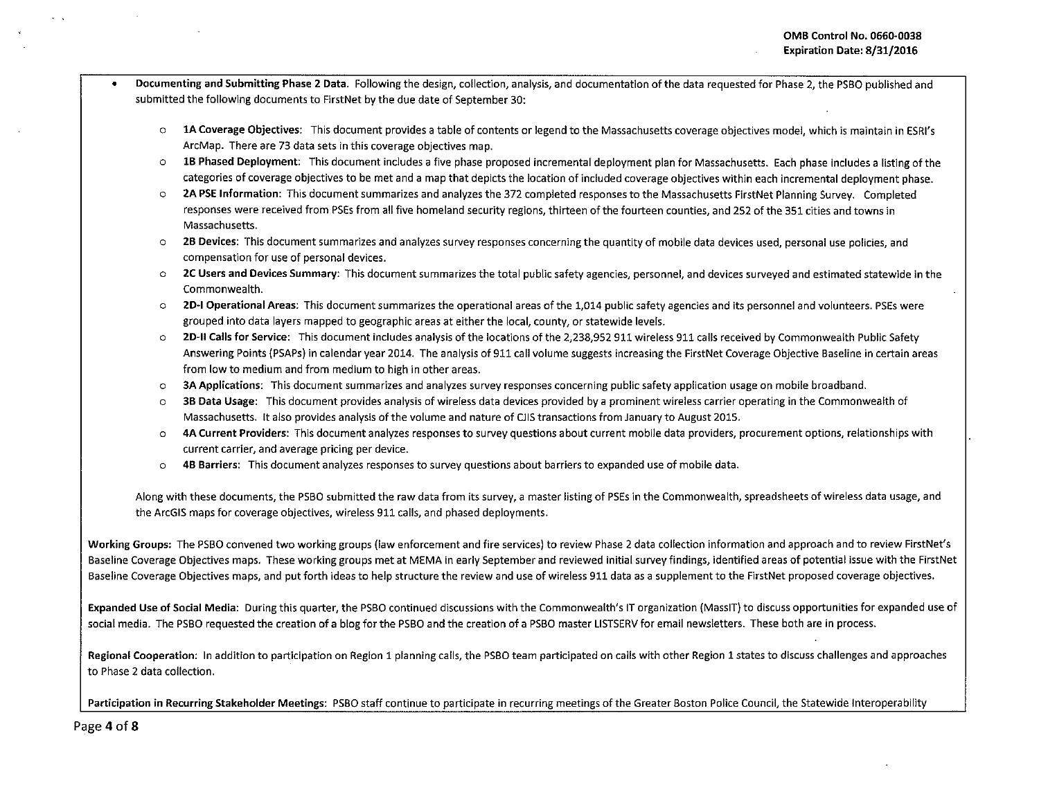- **Documenting and Submitting Phase 2 Data.** Following the design, collection, analysis, and documentation of the data requested for Phase 2, the PSBO published and submitted the following documents to FirstNet by the due date of September 30:
    - **1A Coverage Objectives**: This document provides a table of contents or legend to the Massachusetts coverage objectives model, which is maintain in ESRI's ArcMap. There are 73 data sets in this coverage objectives map.
    - **1B Phased Deployment**: This document includes a five phase proposed incremental deployment plan for Massachusetts. Each phase includes a listing of the categories of coverage objectives to be met and a map that depicts the location of included coverage objectives within each incremental deployment phase.
    - **2A PSE Information**: This document summarizes and analyzes the 372 completed responses to the Massachusetts FirstNet Planning Survey. Completed responses were received from PSEs from all five homeland security regions, thirteen of the fourteen counties, and 252 of the 351 cities and towns in Massachusetts.
    - **2B Devices**: This document summarizes and analyzes survey responses concerning the quantity of mobile data devices used, personal use policies, and compensation for use of personal devices.
    - **2C Users and Devices Summary**: This document summarizes the total public safety agencies, personnel, and devices surveyed and estimated statewide in the Commonwealth.
    - **2D-I Operational Areas**: This document summarizes the operational areas of the 1,014 public safety agencies and its personnel and volunteers. PSEs were grouped into data layers mapped to geographic areas at either the local, county, or statewide levels.
    - **2D-II Calls for Service**: This document includes analysis of the locations of the 2,238,952 911 wireless 911 calls received by Commonwealth Public Safety Answering Points (PSAPs) in calendar year 2014. The analysis of 911 call volume suggests increasing the FirstNet Coverage Objective Baseline in certain areas from low to medium and from medium to high in other areas.
    - **3A Applications**: This document summarizes and analyzes survey responses concerning public safety application usage on mobile broadband.
    - **3B Data Usage**: This document provides analysis of wireless data devices provided by a prominent wireless carrier operating in the Commonwealth of Massachusetts. It also provides analysis of the volume and nature of CJIS transactions from January to August 2015.
    - **4A Current Providers**: This document analyzes responses to survey questions about current mobile data providers, procurement options, relationships with current carrier, and average pricing per device.
    - **4B Barriers**: This document analyzes responses to survey questions about barriers to expanded use of mobile data.

    Along with these documents, the PSBO submitted the raw data from its survey, a master listing of PSEs in the Commonwealth, spreadsheets of wireless data usage, and the ArcGIS maps for coverage objectives, wireless 911 calls, and phased deployments.

**Working Groups:** The PSBO convened two working groups (law enforcement and fire services) to review Phase 2 data collection information and approach and to review FirstNet's Baseline Coverage Objectives maps. These working groups met at MEMA in early September and reviewed initial survey findings, identified areas of potential issue with the FirstNet Baseline Coverage Objectives maps, and put forth ideas to help structure the review and use of wireless 911 data as a supplement to the FirstNet proposed coverage objectives.

**Expanded Use of Social Media:** During this quarter, the PSBO continued discussions with the Commonwealth's IT organization (MassIT) to discuss opportunities for expanded use of social media. The PSBO requested the creation of a blog for the PSBO and the creation of a PSBO master LISTSERV for email newsletters. These both are in process.

**Regional Cooperation:** In addition to participation on Region 1 planning calls, the PSBO team participated on calls with other Region 1 states to discuss challenges and approaches to Phase 2 data collection.

**Participation in Recurring Stakeholder Meetings:** PSBO staff continue to participate in recurring meetings of the Greater Boston Police Council, the Statewide Interoperability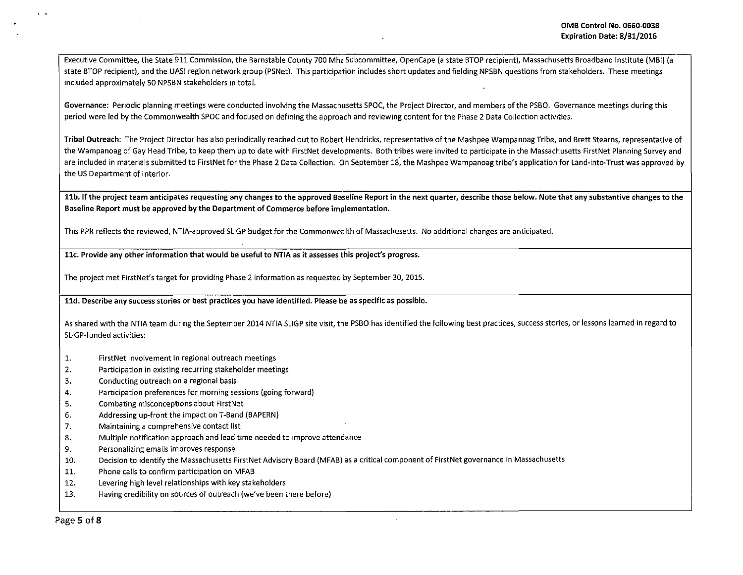Executive Committee, the State 911 Commission, the Barnstable County 700 Mhz Subcommittee, OpenCape (a state BTOP recipient), Massachusetts Broadband Institute (MBI) (a state BTOP recipient), and the UASI region network group (PSNet). This participation includes short updates and fielding NPSBN questions from stakeholders. These meetings included approximately 50 NPSBN stakeholders in total.

**Governance:** Periodic planning meetings were conducted involving the Massachusetts SPOC, the Project Director, and members of the PSBO. Governance meetings during this period were led by the Commonwealth SPOC and focused on defining the approach and reviewing content for the Phase 2 Data Collection activities.

**Tribal Outreach:** The Project Director has also periodically reached out to Robert Hendricks, representative of the Mashpee Wampanoag Tribe, and Brett Stearns, representative of the Wampanoag of Gay Head Tribe, to keep them up to date with FirstNet developments. Both tribes were invited to participate in the Massachusetts FirstNet Planning Survey and are included in materials submitted to FirstNet for the Phase 2 Data Collection. On September 18, the Mashpee Wampanoag tribe's application for Land-into-Trust was approved by the US Department of Interior.

**11b. If the project team anticipates requesting any changes to the approved Baseline Report in the next quarter, describe those below. Note that any substantive changes to the Baseline Report must be approved by the Department of Commerce before implementation.**

This PPR reflects the reviewed, NTIA-approved SLIGP budget for the Commonwealth of Massachusetts. No additional changes are anticipated.

**11c. Provide any other information that would be useful to NTIA as it assesses this project's progress.**

The project met FirstNet's target for providing Phase 2 information as requested by September 30, 2015.

**11d. Describe any success stories or best practices you have identified. Please be as specific as possible.**

As shared with the NTIA team during the September 2014 NTIA SLIGP site visit, the PSBO has identified the following best practices, success stories, or lessons learned in regard to SLIGP-funded activities:

1. FirstNet involvement in regional outreach meetings
2. Participation in existing recurring stakeholder meetings
3. Conducting outreach on a regional basis
4. Participation preferences for morning sessions (going forward)
5. Combating misconceptions about FirstNet
6. Addressing up-front the impact on T-Band (BAPERN)
7. Maintaining a comprehensive contact list
8. Multiple notification approach and lead time needed to improve attendance
9. Personalizing emails improves response
10. Decision to identify the Massachusetts FirstNet Advisory Board (MFAB) as a critical component of FirstNet governance in Massachusetts
11. Phone calls to confirm participation on MFAB
12. Levering high level relationships with key stakeholders
13. Having credibility on sources of outreach (we've been there before)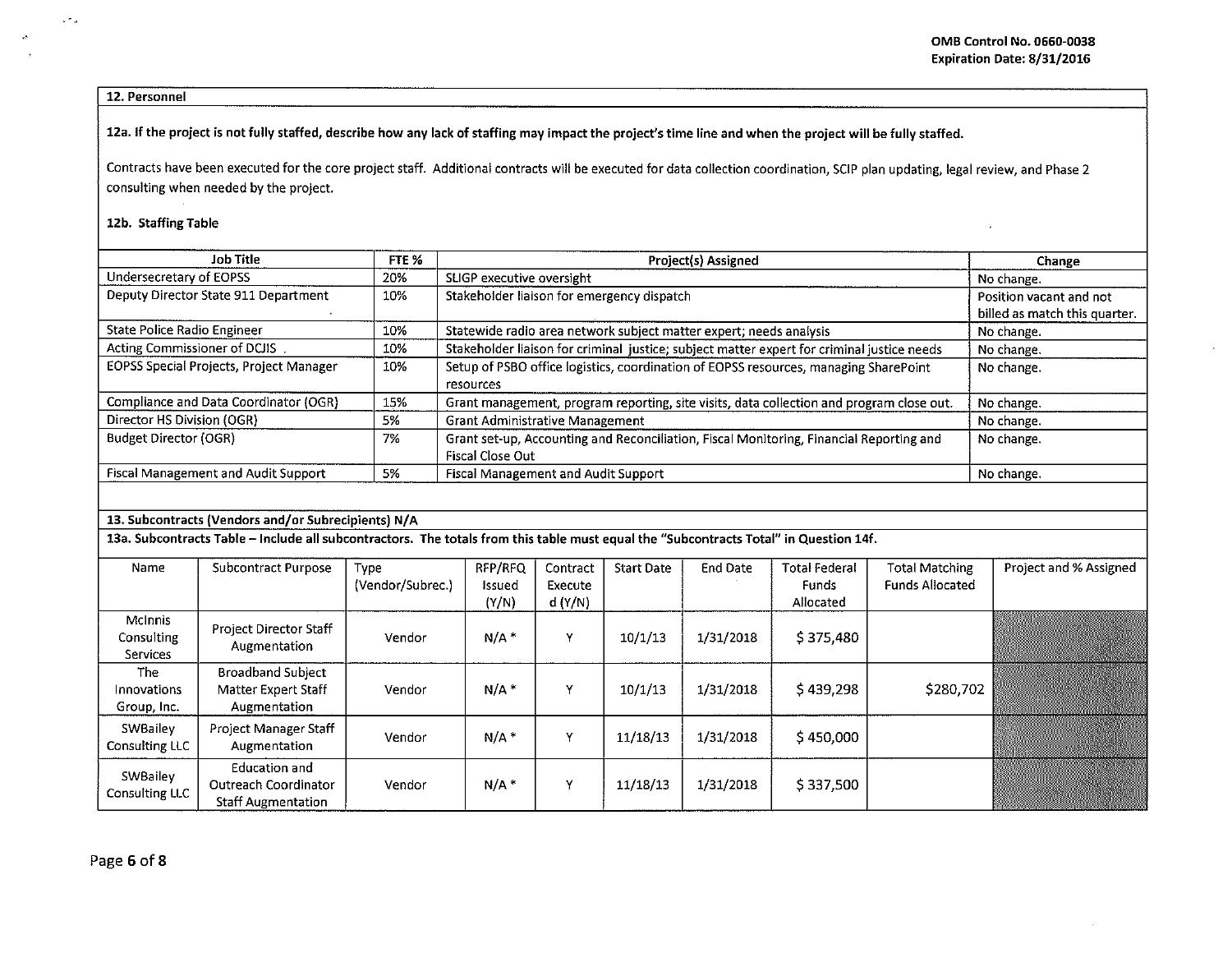## 12. Personnel

**12a. If the project is not fully staffed, describe how any lack of staffing may impact the project's time line and when the project will be fully staffed.**

Contracts have been executed for the core project staff. Additional contracts will be executed for data collection coordination, SCIP plan updating, legal review, and Phase 2 consulting when needed by the project.

**12b. Staffing Table**

| Job Title | FTE % | Project(s) Assigned | Change |
|---|---|---|---|
| Undersecretary of EOPSS | 20% | SLIGP executive oversight | No change. |
| Deputy Director State 911 Department | 10% | Stakeholder liaison for emergency dispatch | Position vacant and not billed as match this quarter. |
| State Police Radio Engineer | 10% | Statewide radio area network subject matter expert; needs analysis | No change. |
| Acting Commissioner of DCJIS | 10% | Stakeholder liaison for criminal justice; subject matter expert for criminal justice needs | No change. |
| EOPSS Special Projects, Project Manager | 10% | Setup of PSBO office logistics, coordination of EOPSS resources, managing SharePoint resources | No change. |
| Compliance and Data Coordinator (OGR) | 15% | Grant management, program reporting, site visits, data collection and program close out. | No change. |
| Director HS Division (OGR) | 5% | Grant Administrative Management | No change. |
| Budget Director (OGR) | 7% | Grant set-up, Accounting and Reconciliation, Fiscal Monitoring, Financial Reporting and Fiscal Close Out | No change. |
| Fiscal Management and Audit Support | 5% | Fiscal Management and Audit Support | No change. |

## 13. Subcontracts (Vendors and/or Subrecipients) N/A

**13a. Subcontracts Table – Include all subcontractors. The totals from this table must equal the "Subcontracts Total" in Question 14f.**

| Name | Subcontract Purpose | Type (Vendor/Subrec.) | RFP/RFQ Issued (Y/N) | Contract Executed (Y/N) | Start Date | End Date | Total Federal Funds Allocated | Total Matching Funds Allocated | Project and % Assigned |
|---|---|---|---|---|---|---|---|---|---|
| McInnis Consulting Services | Project Director Staff Augmentation | Vendor | N/A * | Y | 10/1/13 | 1/31/2018 | $ 375,480 | | |
| The Innovations Group, Inc. | Broadband Subject Matter Expert Staff Augmentation | Vendor | N/A * | Y | 10/1/13 | 1/31/2018 | $ 439,298 | $280,702 | |
| SWBailey Consulting LLC | Project Manager Staff Augmentation | Vendor | N/A * | Y | 11/18/13 | 1/31/2018 | $ 450,000 | | |
| SWBailey Consulting LLC | Education and Outreach Coordinator Staff Augmentation | Vendor | N/A * | Y | 11/18/13 | 1/31/2018 | $ 337,500 | | |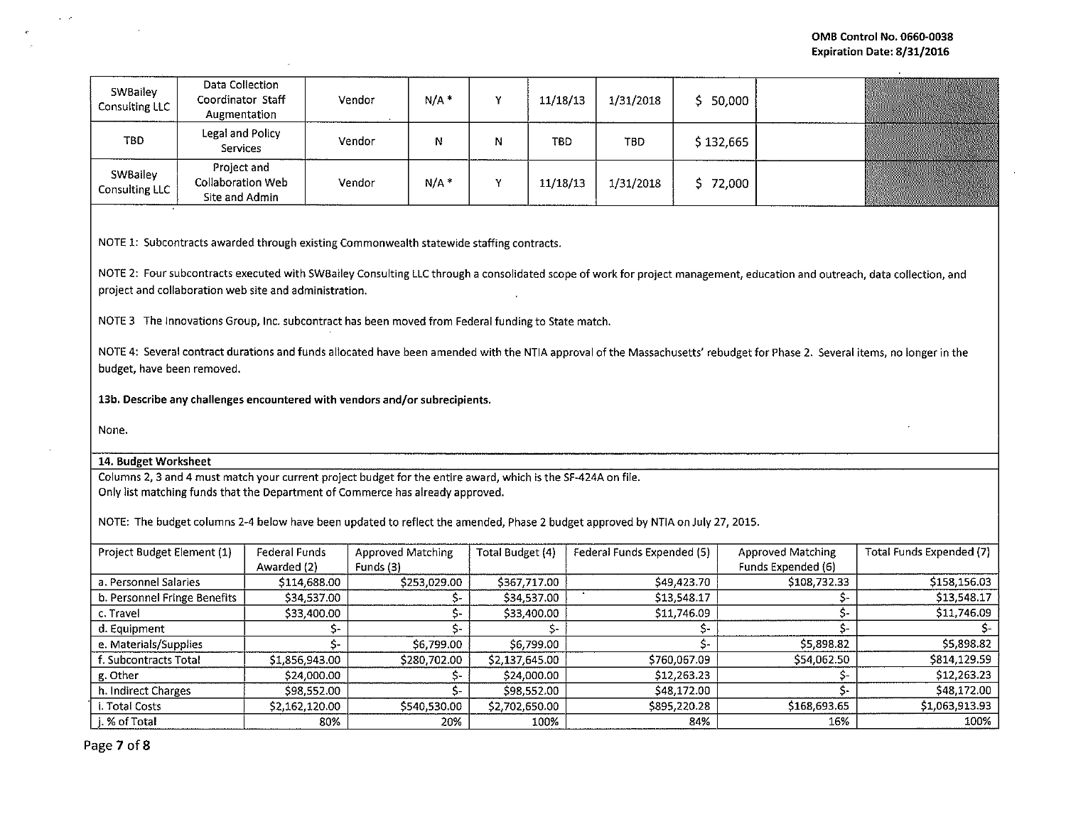| SWBailey Consulting LLC | Data Collection Coordinator Staff Augmentation | Vendor | N/A * | Y | 11/18/13 | 1/31/2018 | $ 50,000 | | |
|---|---|---|---|---|---|---|---|---|---|
| TBD | Legal and Policy Services | Vendor | N | N | TBD | TBD | $ 132,665 | | |
| SWBailey Consulting LLC | Project and Collaboration Web Site and Admin | Vendor | N/A * | Y | 11/18/13 | 1/31/2018 | $ 72,000 | | |

NOTE 1: Subcontracts awarded through existing Commonwealth statewide staffing contracts.

NOTE 2: Four subcontracts executed with SWBailey Consulting LLC through a consolidated scope of work for project management, education and outreach, data collection, and project and collaboration web site and administration.

NOTE 3 The Innovations Group, Inc. subcontract has been moved from Federal funding to State match.

NOTE 4: Several contract durations and funds allocated have been amended with the NTIA approval of the Massachusetts' rebudget for Phase 2. Several items, no longer in the budget, have been removed.

**13b. Describe any challenges encountered with vendors and/or subrecipients.**

None.

**14. Budget Worksheet**

Columns 2, 3 and 4 must match your current project budget for the entire award, which is the SF-424A on file.
Only list matching funds that the Department of Commerce has already approved.

NOTE: The budget columns 2-4 below have been updated to reflect the amended, Phase 2 budget approved by NTIA on July 27, 2015.

| Project Budget Element (1) | Federal Funds Awarded (2) | Approved Matching Funds (3) | Total Budget (4) | Federal Funds Expended (5) | Approved Matching Funds Expended (6) | Total Funds Expended (7) |
|---|---|---|---|---|---|---|
| a. Personnel Salaries | $114,688.00 | $253,029.00 | $367,717.00 | $49,423.70 | $108,732.33 | $158,156.03 |
| b. Personnel Fringe Benefits | $34,537.00 | $- | $34,537.00 | $13,548.17 | $- | $13,548.17 |
| c. Travel | $33,400.00 | $- | $33,400.00 | $11,746.09 | $- | $11,746.09 |
| d. Equipment | $- | $- | $- | $- | $- | $- |
| e. Materials/Supplies | $- | $6,799.00 | $6,799.00 | $- | $5,898.82 | $5,898.82 |
| f. Subcontracts Total | $1,856,943.00 | $280,702.00 | $2,137,645.00 | $760,067.09 | $54,062.50 | $814,129.59 |
| g. Other | $24,000.00 | $- | $24,000.00 | $12,263.23 | $- | $12,263.23 |
| h. Indirect Charges | $98,552.00 | $- | $98,552.00 | $48,172.00 | $- | $48,172.00 |
| i. Total Costs | $2,162,120.00 | $540,530.00 | $2,702,650.00 | $895,220.28 | $168,693.65 | $1,063,913.93 |
| j. % of Total | 80% | 20% | 100% | 84% | 16% | 100% |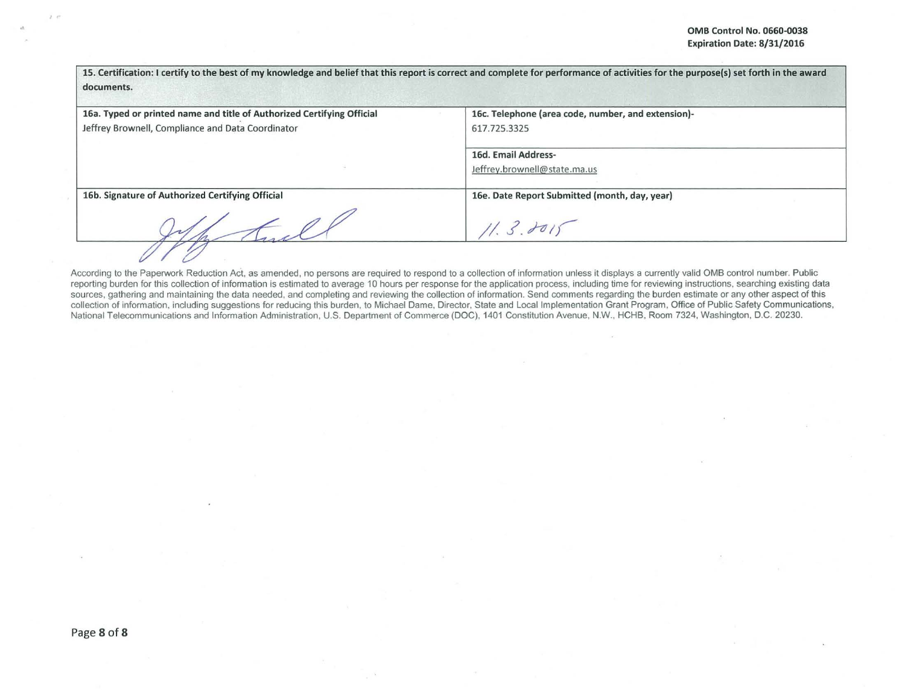OMB Control No. 0660-0038
Expiration Date: 8/31/2016

| 15. Certification: I certify to the best of my knowledge and belief that this report is correct and complete for performance of activities for the purpose(s) set forth in the award documents. | |
|---|---|
| **16a. Typed or printed name and title of Authorized Certifying Official**<br>Jeffrey Brownell, Compliance and Data Coordinator | **16c. Telephone (area code, number, and extension)-**<br>617.725.3325<br><br>**16d. Email Address-**<br>Jeffrey.brownell@state.ma.us |
| **16b. Signature of Authorized Certifying Official**<br>[signature] | **16e. Date Report Submitted (month, day, year)**<br>11.3.2015 |

According to the Paperwork Reduction Act, as amended, no persons are required to respond to a collection of information unless it displays a currently valid OMB control number. Public reporting burden for this collection of information is estimated to average 10 hours per response for the application process, including time for reviewing instructions, searching existing data sources, gathering and maintaining the data needed, and completing and reviewing the collection of information. Send comments regarding the burden estimate or any other aspect of this collection of information, including suggestions for reducing this burden, to Michael Dame, Director, State and Local Implementation Grant Program, Office of Public Safety Communications, National Telecommunications and Information Administration, U.S. Department of Commerce (DOC), 1401 Constitution Avenue, N.W., HCHB, Room 7324, Washington, D.C. 20230.